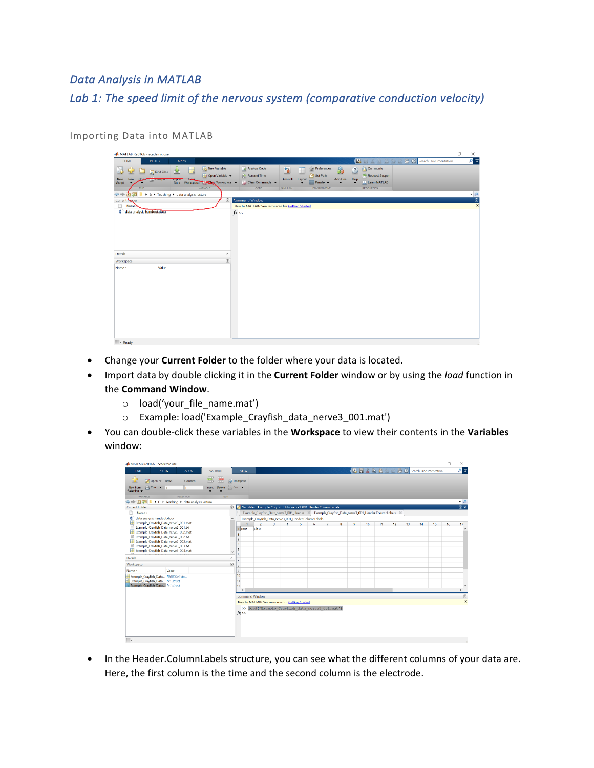# *Data Analysis in MATLAB*

## *Lab 1: The speed limit of the nervous system (comparative conduction velocity)*

### Importing Data into MATLAB

- Change your **Current Folder** to the folder where your data is located.
- Import data by double clicking it in the **Current Folder** window or by using the *load* function in the **Command Window**.
  - load('your_file_name.mat')
  - Example: load('Example_Crayfish_data_nerve3_001.mat')
- You can double-click these variables in the **Workspace** to view their contents in the **Variables** window:

- In the Header.ColumnLabels structure, you can see what the different columns of your data are. Here, the first column is the time and the second column is the electrode.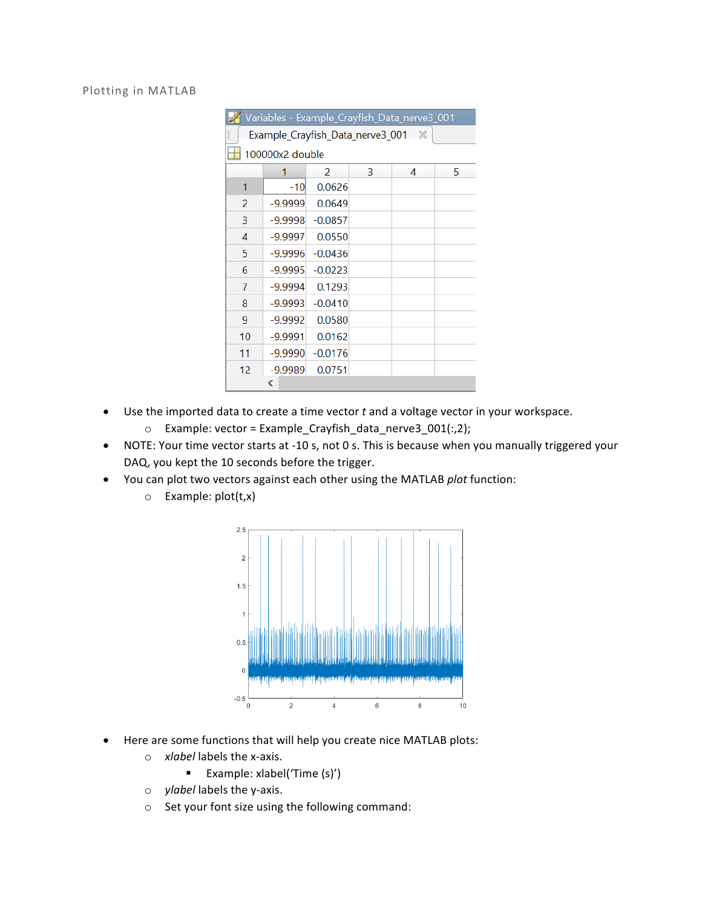Plotting in MATLAB

Variables - Example_Crayfish_Data_nerve3_001

Example_Crayfish_Data_nerve3_001

100000x2 double

| | 1 | 2 | 3 | 4 | 5 |
|---|---|---|---|---|---|
| 1 | -10 | 0.0626 | | | |
| 2 | -9.9999 | 0.0649 | | | |
| 3 | -9.9998 | -0.0857 | | | |
| 4 | -9.9997 | 0.0550 | | | |
| 5 | -9.9996 | -0.0436 | | | |
| 6 | -9.9995 | -0.0223 | | | |
| 7 | -9.9994 | 0.1293 | | | |
| 8 | -9.9993 | -0.0410 | | | |
| 9 | -9.9992 | 0.0580 | | | |
| 10 | -9.9991 | 0.0162 | | | |
| 11 | -9.9990 | -0.0176 | | | |
| 12 | -9.9989 | 0.0751 | | | |

- Use the imported data to create a time vector *t* and a voltage vector in your workspace.
  - Example: vector = Example_Crayfish_data_nerve3_001(:,2);
- NOTE: Your time vector starts at -10 s, not 0 s. This is because when you manually triggered your DAQ, you kept the 10 seconds before the trigger.
- You can plot two vectors against each other using the MATLAB *plot* function:
  - Example: plot(t,x)

2.5
2
1.5
1
0.5
0
-0.5
0
2
4
6
8
10

- Here are some functions that will help you create nice MATLAB plots:
  - *xlabel* labels the x-axis.
    - Example: xlabel('Time (s)')
  - *ylabel* labels the y-axis.
  - Set your font size using the following command: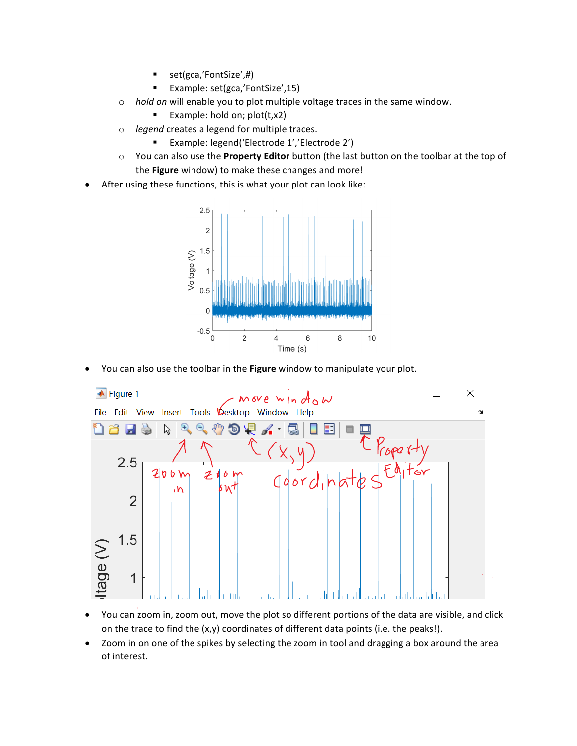- set(gca,'FontSize',#)
    - Example: set(gca,'FontSize',15)
  - *hold on* will enable you to plot multiple voltage traces in the same window.
    - Example: hold on; plot(t,x2)
  - *legend* creates a legend for multiple traces.
    - Example: legend('Electrode 1','Electrode 2')
  - You can also use the **Property Editor** button (the last button on the toolbar at the top of the **Figure** window) to make these changes and more!
- After using these functions, this is what your plot can look like:

2.5
2
1.5
1
0.5
0
-0.5
Voltage (V)
0
2
4
6
8
10
Time (s)

- You can also use the toolbar in the **Figure** window to manipulate your plot.

Figure 1
File Edit View Insert Tools Desktop Window Help
move window
zoom in
zoom out
(x,y) coordinates
Property Editor
2.5
2
1.5
1
ltage (V)

- You can zoom in, zoom out, move the plot so different portions of the data are visible, and click on the trace to find the (x,y) coordinates of different data points (i.e. the peaks!).
- Zoom in on one of the spikes by selecting the zoom in tool and dragging a box around the area of interest.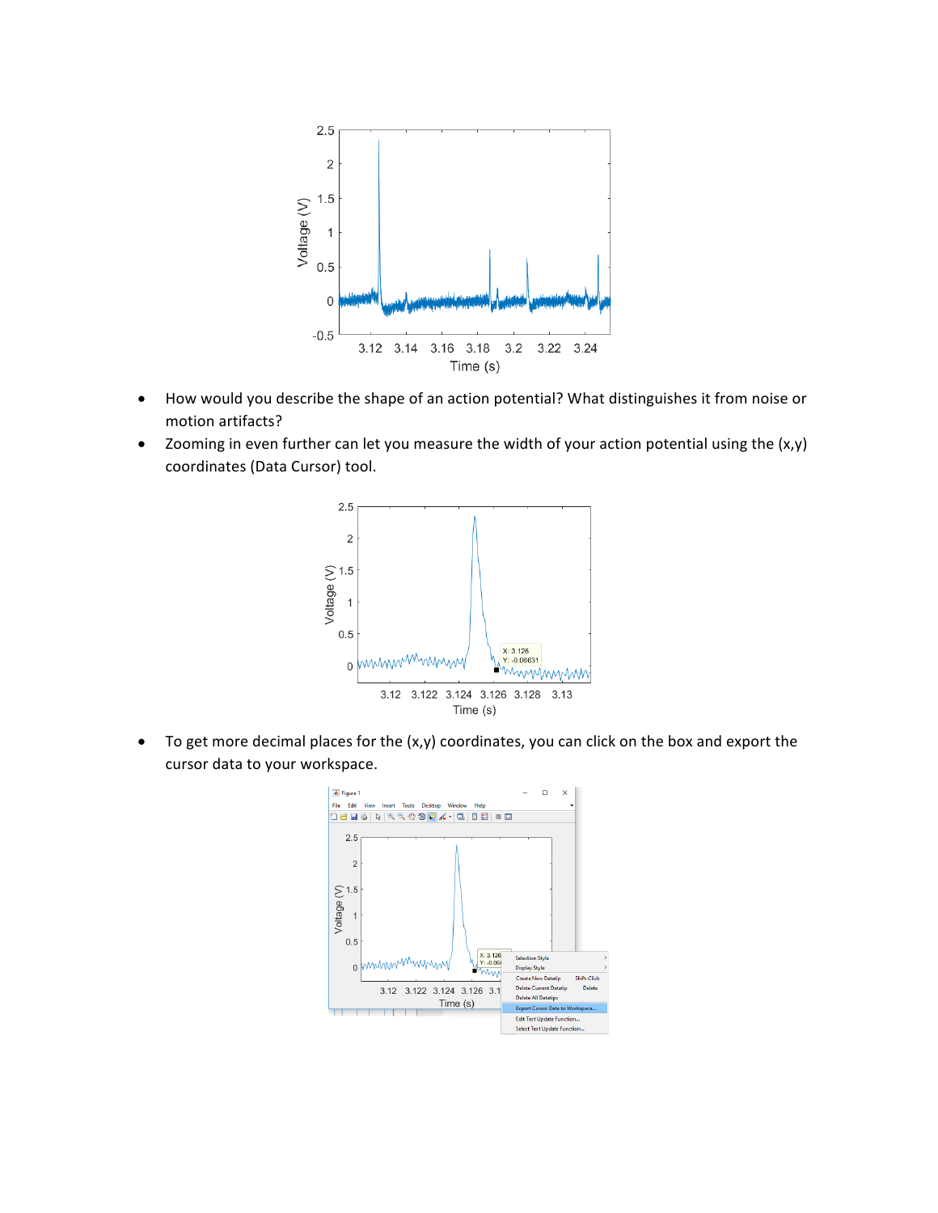2.5
2
1.5
1
0.5
0
-0.5
Voltage (V)
3.12 3.14 3.16 3.18 3.2 3.22 3.24
Time (s)

- How would you describe the shape of an action potential? What distinguishes it from noise or motion artifacts?
- Zooming in even further can let you measure the width of your action potential using the (x,y) coordinates (Data Cursor) tool.

2.5
2
1.5
1
0.5
0
Voltage (V)
X: 3.126
Y: -0.06631
3.12 3.122 3.124 3.126 3.128 3.13
Time (s)

- To get more decimal places for the (x,y) coordinates, you can click on the box and export the cursor data to your workspace.

Figure 1
File Edit View Insert Tools Desktop Window Help
2.5
2
1.5
1
0.5
0
Voltage (V)
X: 3.126
Y: -0.06
3.12 3.122 3.124 3.126 3.1
Time (s)
Selection Style
Display Style
Create New Datatip Shift-Click
Delete Current Datatip Delete
Delete All Datatips
Export Cursor Data to Workspace...
Edit Text Update Function...
Select Text Update Function...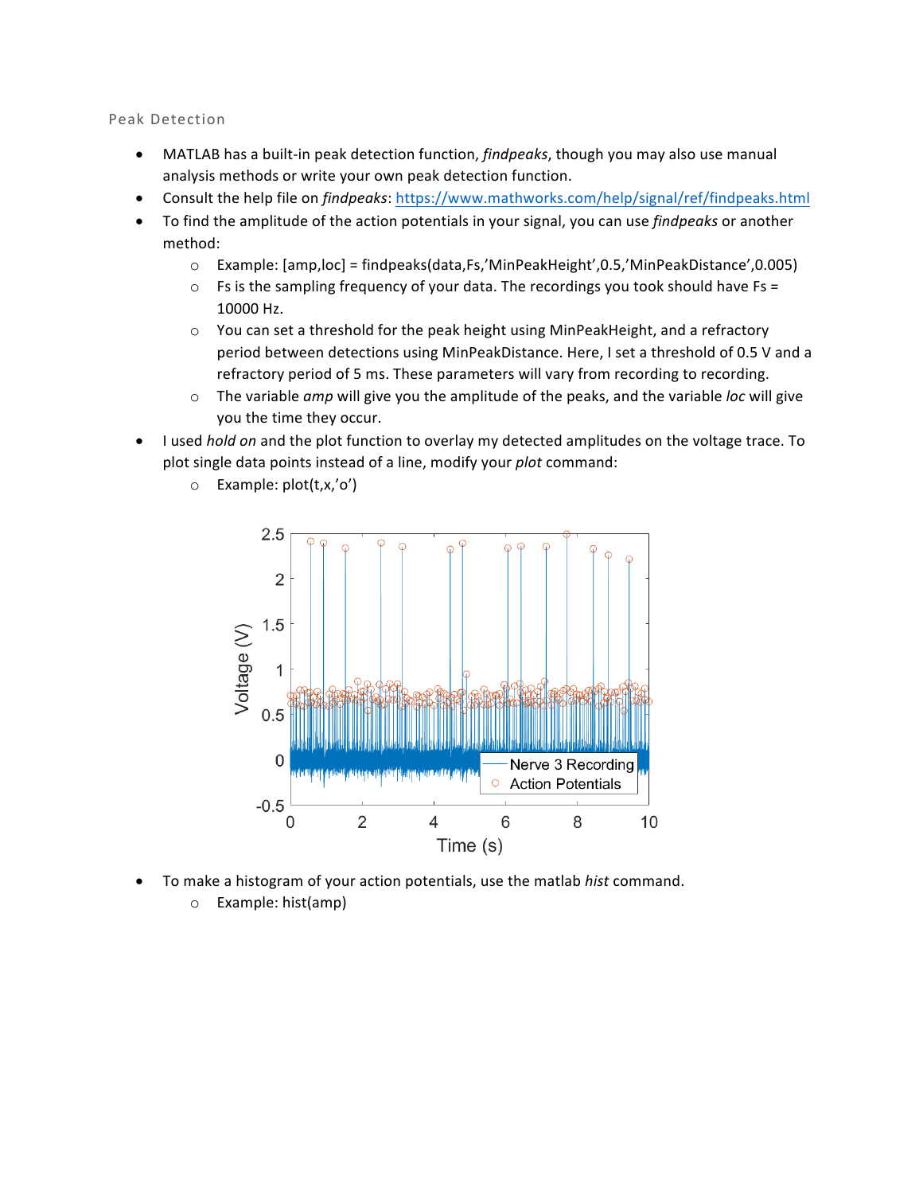Peak Detection

- MATLAB has a built-in peak detection function, *findpeaks*, though you may also use manual analysis methods or write your own peak detection function.
- Consult the help file on *findpeaks*: https://www.mathworks.com/help/signal/ref/findpeaks.html
- To find the amplitude of the action potentials in your signal, you can use *findpeaks* or another method:
  - Example: [amp,loc] = findpeaks(data,Fs,'MinPeakHeight',0.5,'MinPeakDistance',0.005)
  - Fs is the sampling frequency of your data. The recordings you took should have Fs = 10000 Hz.
  - You can set a threshold for the peak height using MinPeakHeight, and a refractory period between detections using MinPeakDistance. Here, I set a threshold of 0.5 V and a refractory period of 5 ms. These parameters will vary from recording to recording.
  - The variable *amp* will give you the amplitude of the peaks, and the variable *loc* will give you the time they occur.
- I used *hold on* and the plot function to overlay my detected amplitudes on the voltage trace. To plot single data points instead of a line, modify your *plot* command:
  - Example: plot(t,x,'o')

Voltage (V)
2.5
2
1.5
1
0.5
0
-0.5
Time (s)
0
2
4
6
8
10
Nerve 3 Recording
Action Potentials

- To make a histogram of your action potentials, use the matlab *hist* command.
  - Example: hist(amp)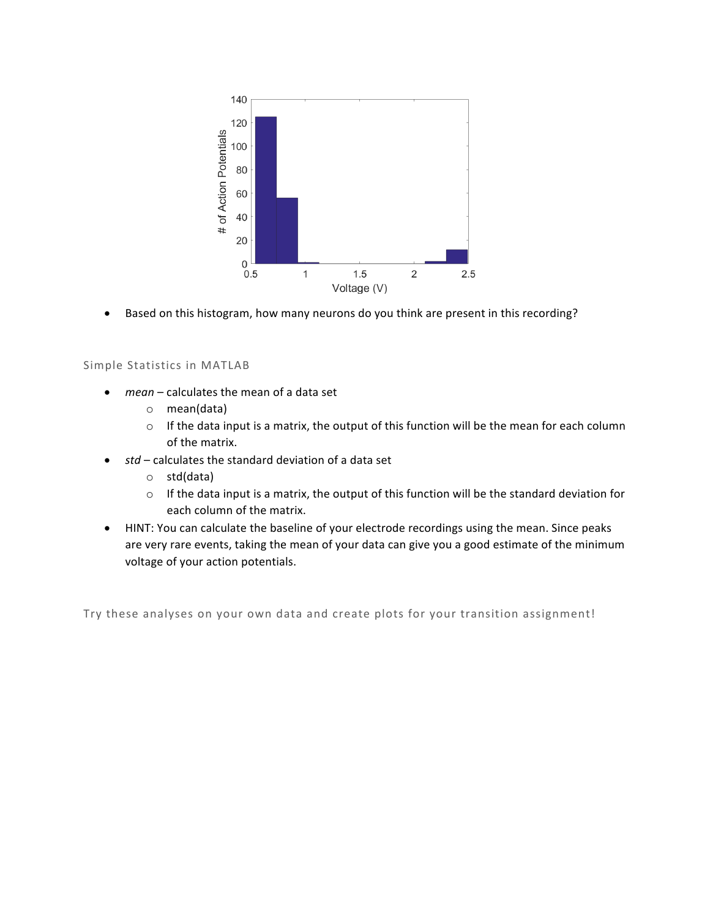140
120
100
80
60
40
20
0
0.5
1
1.5
2
2.5
Voltage (V)
# of Action Potentials

- Based on this histogram, how many neurons do you think are present in this recording?

### Simple Statistics in MATLAB

- *mean* – calculates the mean of a data set
  - mean(data)
  - If the data input is a matrix, the output of this function will be the mean for each column of the matrix.
- *std* – calculates the standard deviation of a data set
  - std(data)
  - If the data input is a matrix, the output of this function will be the standard deviation for each column of the matrix.
- HINT: You can calculate the baseline of your electrode recordings using the mean. Since peaks are very rare events, taking the mean of your data can give you a good estimate of the minimum voltage of your action potentials.

Try these analyses on your own data and create plots for your transition assignment!